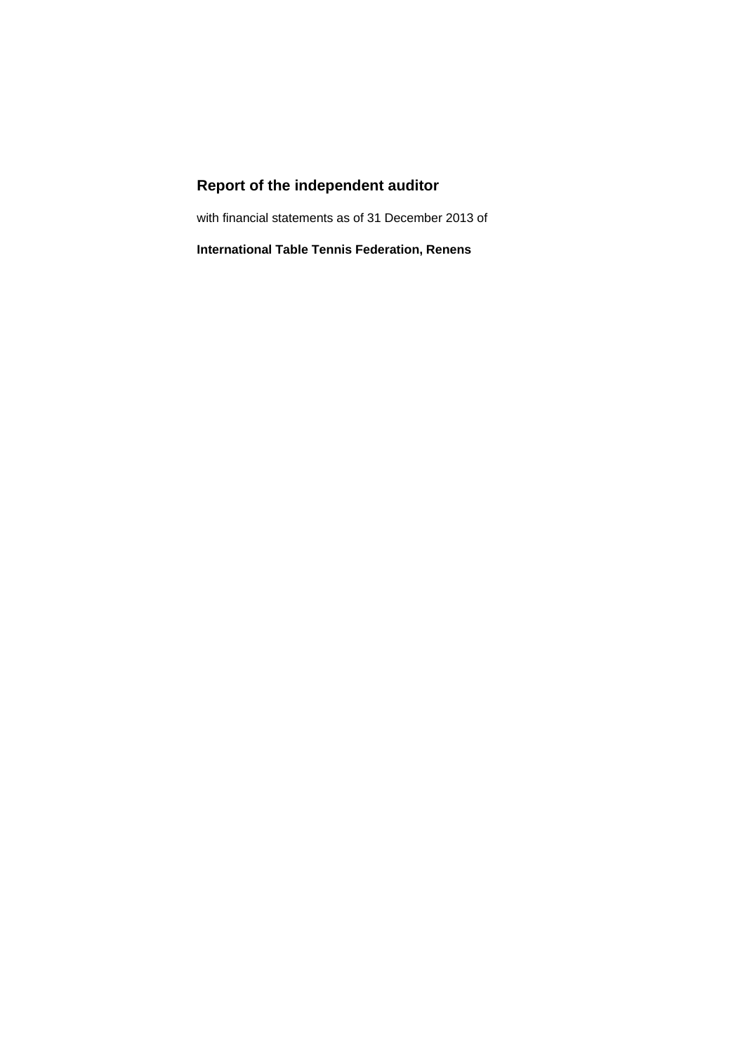# Report of the independent auditor

with financial statements as of 31 December 2013 of

**International Table Tennis Federation, Renens**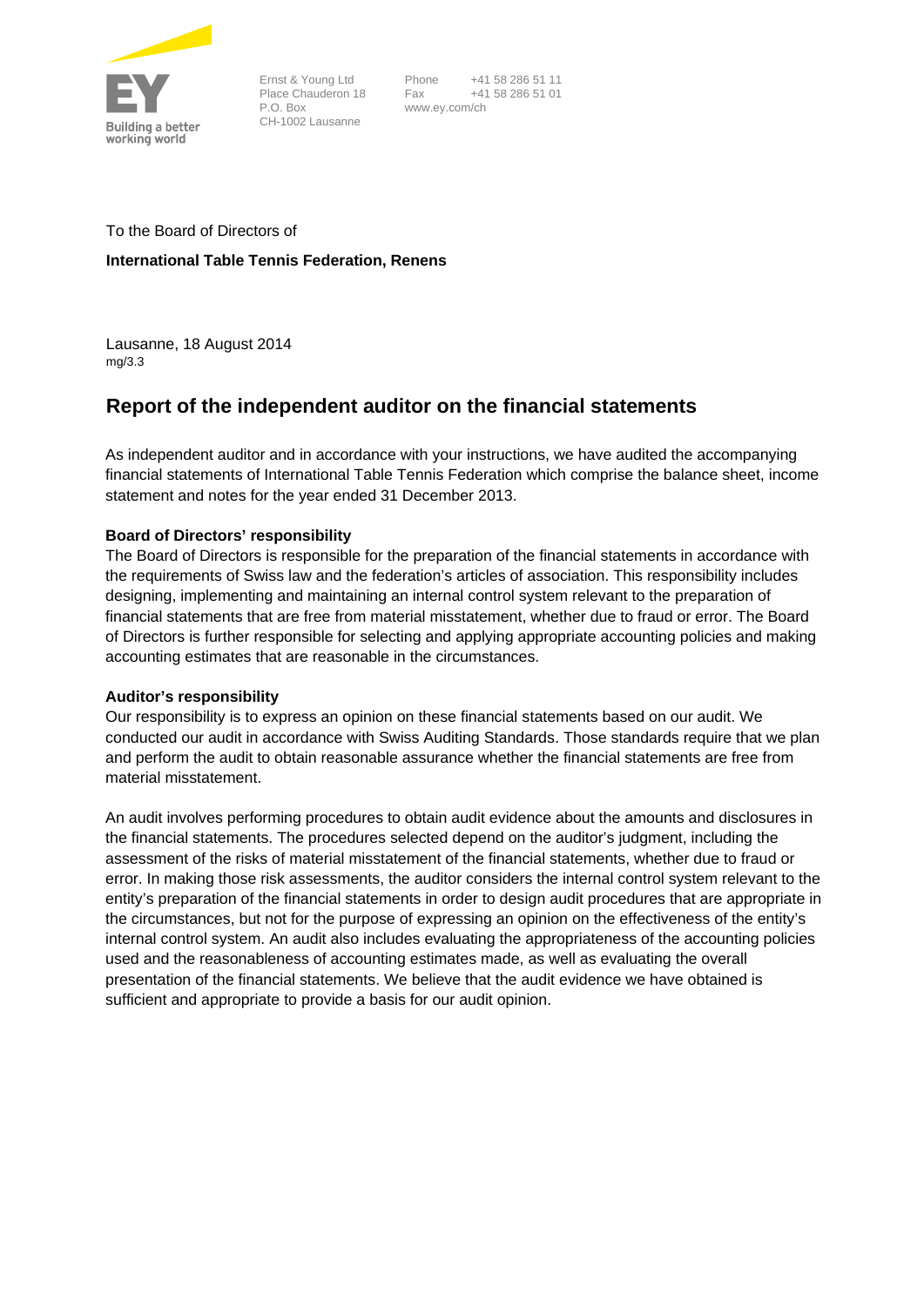Ernst & Young Ltd
Place Chauderon 18
P.O. Box
CH-1002 Lausanne

Phone +41 58 286 51 11
Fax +41 58 286 51 01
www.ey.com/ch

To the Board of Directors of

**International Table Tennis Federation, Renens**

Lausanne, 18 August 2014
mg/3.3

## Report of the independent auditor on the financial statements

As independent auditor and in accordance with your instructions, we have audited the accompanying financial statements of International Table Tennis Federation which comprise the balance sheet, income statement and notes for the year ended 31 December 2013.

**Board of Directors' responsibility**
The Board of Directors is responsible for the preparation of the financial statements in accordance with the requirements of Swiss law and the federation's articles of association. This responsibility includes designing, implementing and maintaining an internal control system relevant to the preparation of financial statements that are free from material misstatement, whether due to fraud or error. The Board of Directors is further responsible for selecting and applying appropriate accounting policies and making accounting estimates that are reasonable in the circumstances.

**Auditor's responsibility**
Our responsibility is to express an opinion on these financial statements based on our audit. We conducted our audit in accordance with Swiss Auditing Standards. Those standards require that we plan and perform the audit to obtain reasonable assurance whether the financial statements are free from material misstatement.

An audit involves performing procedures to obtain audit evidence about the amounts and disclosures in the financial statements. The procedures selected depend on the auditor's judgment, including the assessment of the risks of material misstatement of the financial statements, whether due to fraud or error. In making those risk assessments, the auditor considers the internal control system relevant to the entity's preparation of the financial statements in order to design audit procedures that are appropriate in the circumstances, but not for the purpose of expressing an opinion on the effectiveness of the entity's internal control system. An audit also includes evaluating the appropriateness of the accounting policies used and the reasonableness of accounting estimates made, as well as evaluating the overall presentation of the financial statements. We believe that the audit evidence we have obtained is sufficient and appropriate to provide a basis for our audit opinion.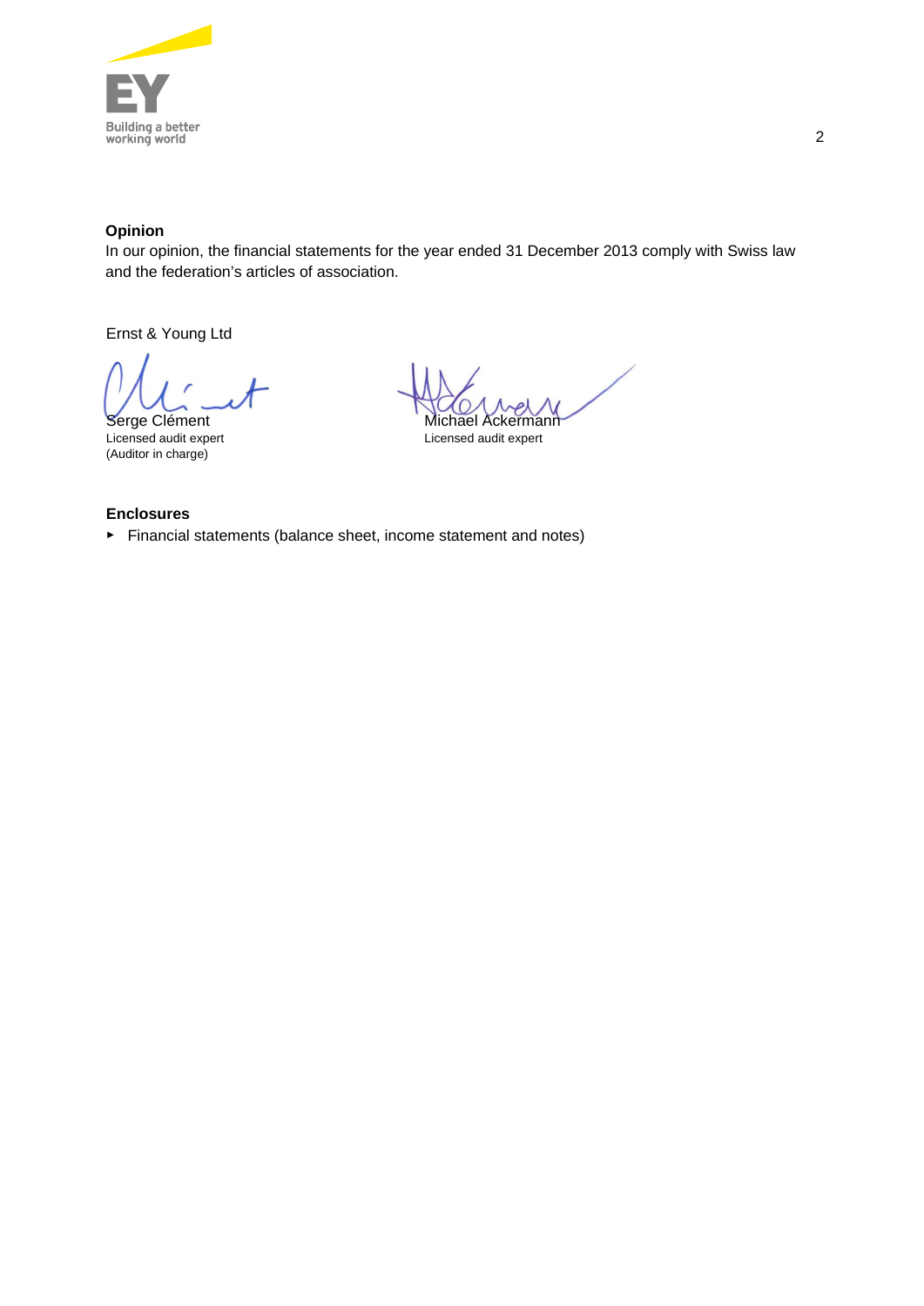**Opinion**

In our opinion, the financial statements for the year ended 31 December 2013 comply with Swiss law and the federation's articles of association.

Ernst & Young Ltd

| | |
|---|---|
| Serge Clément | Michael Ackermann |
| Licensed audit expert | Licensed audit expert |
| (Auditor in charge) | |

**Enclosures**

- Financial statements (balance sheet, income statement and notes)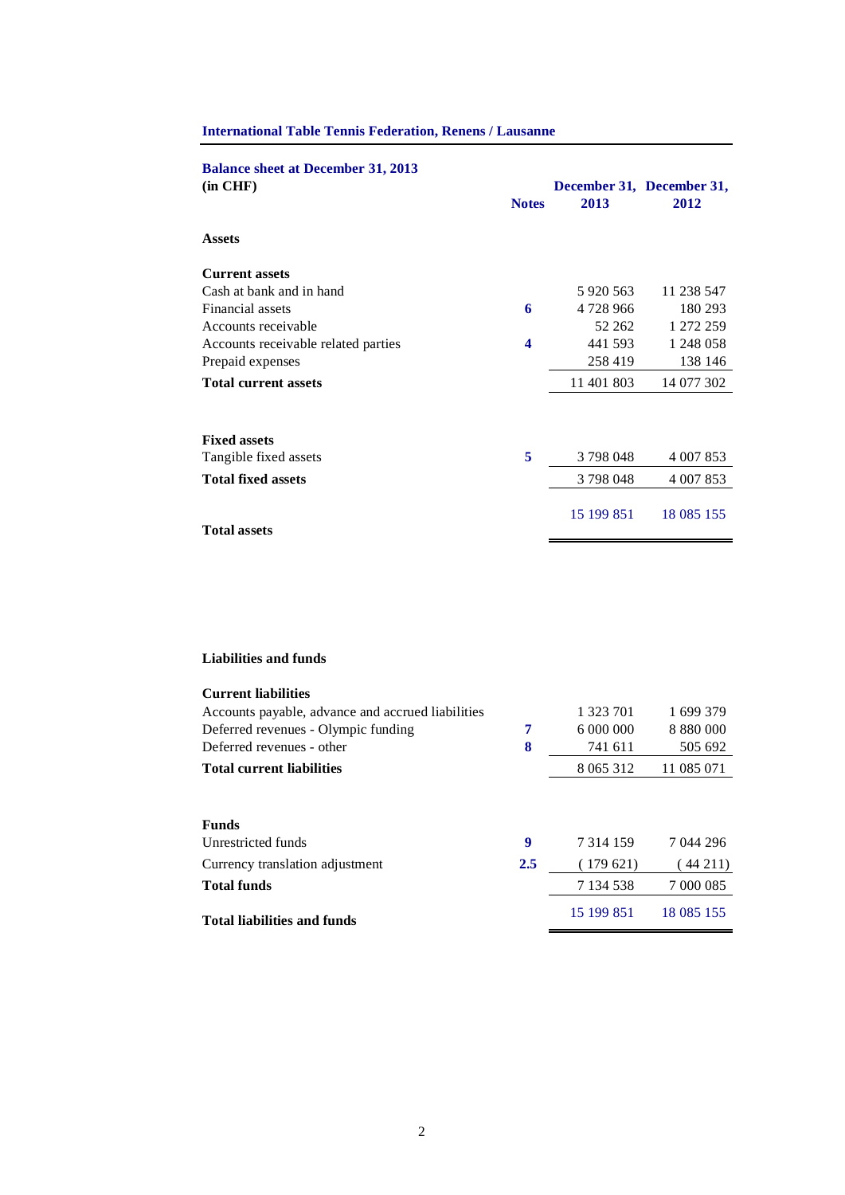**International Table Tennis Federation, Renens / Lausanne**

## Balance sheet at December 31, 2013

**(in CHF)**

| | Notes | December 31, 2013 | December 31, 2012 |
|---|---|---|---|
| **Assets** | | | |
| **Current assets** | | | |
| Cash at bank and in hand | | 5 920 563 | 11 238 547 |
| Financial assets | 6 | 4 728 966 | 180 293 |
| Accounts receivable | | 52 262 | 1 272 259 |
| Accounts receivable related parties | 4 | 441 593 | 1 248 058 |
| Prepaid expenses | | 258 419 | 138 146 |
| **Total current assets** | | 11 401 803 | 14 077 302 |
| **Fixed assets** | | | |
| Tangible fixed assets | 5 | 3 798 048 | 4 007 853 |
| **Total fixed assets** | | 3 798 048 | 4 007 853 |
| **Total assets** | | 15 199 851 | 18 085 155 |

| | Notes | December 31, 2013 | December 31, 2012 |
|---|---|---|---|
| **Liabilities and funds** | | | |
| **Current liabilities** | | | |
| Accounts payable, advance and accrued liabilities | | 1 323 701 | 1 699 379 |
| Deferred revenues - Olympic funding | 7 | 6 000 000 | 8 880 000 |
| Deferred revenues - other | 8 | 741 611 | 505 692 |
| **Total current liabilities** | | 8 065 312 | 11 085 071 |
| **Funds** | | | |
| Unrestricted funds | 9 | 7 314 159 | 7 044 296 |
| Currency translation adjustment | 2.5 | ( 179 621) | ( 44 211) |
| **Total funds** | | 7 134 538 | 7 000 085 |
| **Total liabilities and funds** | | 15 199 851 | 18 085 155 |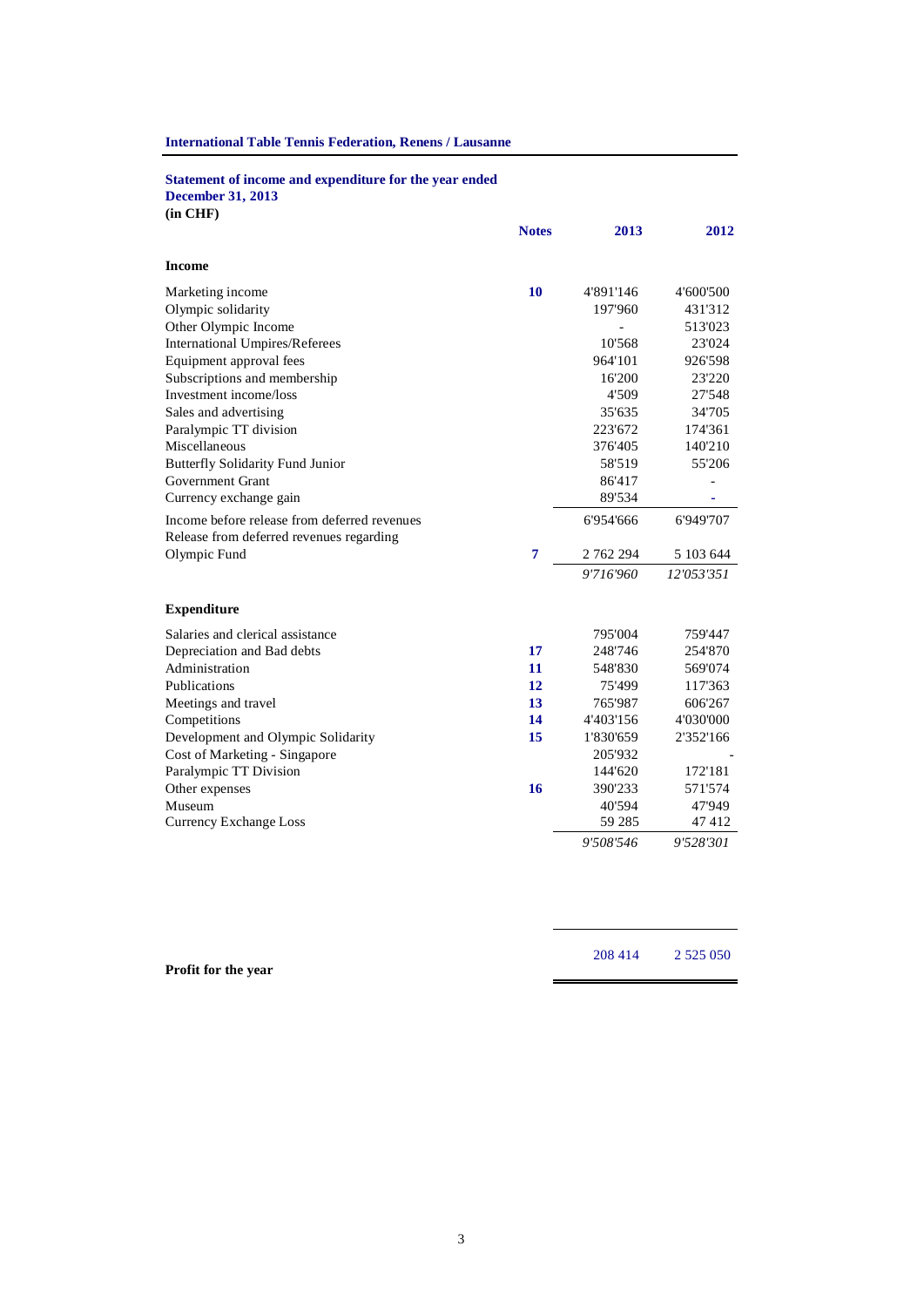**International Table Tennis Federation, Renens / Lausanne**

**Statement of income and expenditure for the year ended December 31, 2013**
**(in CHF)**

| | Notes | 2013 | 2012 |
|---|---|---|---|
| **Income** | | | |
| Marketing income | 10 | 4'891'146 | 4'600'500 |
| Olympic solidarity | | 197'960 | 431'312 |
| Other Olympic Income | | - | 513'023 |
| International Umpires/Referees | | 10'568 | 23'024 |
| Equipment approval fees | | 964'101 | 926'598 |
| Subscriptions and membership | | 16'200 | 23'220 |
| Investment income/loss | | 4'509 | 27'548 |
| Sales and advertising | | 35'635 | 34'705 |
| Paralympic TT division | | 223'672 | 174'361 |
| Miscellaneous | | 376'405 | 140'210 |
| Butterfly Solidarity Fund Junior | | 58'519 | 55'206 |
| Government Grant | | 86'417 | - |
| Currency exchange gain | | 89'534 | - |
| Income before release from deferred revenues | | 6'954'666 | 6'949'707 |
| Release from deferred revenues regarding Olympic Fund | 7 | 2 762 294 | 5 103 644 |
| | | *9'716'960* | *12'053'351* |
| **Expenditure** | | | |
| Salaries and clerical assistance | | 795'004 | 759'447 |
| Depreciation and Bad debts | 17 | 248'746 | 254'870 |
| Administration | 11 | 548'830 | 569'074 |
| Publications | 12 | 75'499 | 117'363 |
| Meetings and travel | 13 | 765'987 | 606'267 |
| Competitions | 14 | 4'403'156 | 4'030'000 |
| Development and Olympic Solidarity | 15 | 1'830'659 | 2'352'166 |
| Cost of Marketing - Singapore | | 205'932 | - |
| Paralympic TT Division | | 144'620 | 172'181 |
| Other expenses | 16 | 390'233 | 571'574 |
| Museum | | 40'594 | 47'949 |
| Currency Exchange Loss | | 59 285 | 47 412 |
| | | *9'508'546* | *9'528'301* |
| **Profit for the year** | | 208 414 | 2 525 050 |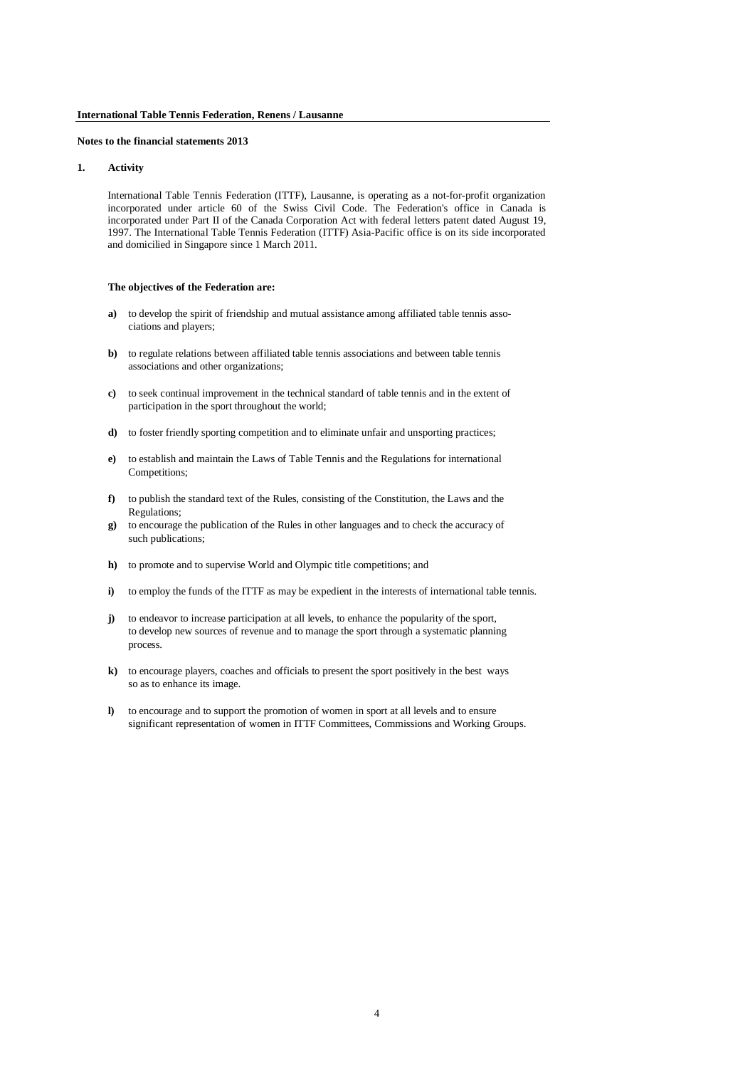**International Table Tennis Federation, Renens / Lausanne**

**Notes to the financial statements 2013**

## 1. Activity

International Table Tennis Federation (ITTF), Lausanne, is operating as a not-for-profit organization incorporated under article 60 of the Swiss Civil Code. The Federation's office in Canada is incorporated under Part II of the Canada Corporation Act with federal letters patent dated August 19, 1997. The International Table Tennis Federation (ITTF) Asia-Pacific office is on its side incorporated and domicilied in Singapore since 1 March 2011.

**The objectives of the Federation are:**

- **a)** to develop the spirit of friendship and mutual assistance among affiliated table tennis associations and players;
- **b)** to regulate relations between affiliated table tennis associations and between table tennis associations and other organizations;
- **c)** to seek continual improvement in the technical standard of table tennis and in the extent of participation in the sport throughout the world;
- **d)** to foster friendly sporting competition and to eliminate unfair and unsporting practices;
- **e)** to establish and maintain the Laws of Table Tennis and the Regulations for international Competitions;
- **f)** to publish the standard text of the Rules, consisting of the Constitution, the Laws and the Regulations;
- **g)** to encourage the publication of the Rules in other languages and to check the accuracy of such publications;
- **h)** to promote and to supervise World and Olympic title competitions; and
- **i)** to employ the funds of the ITTF as may be expedient in the interests of international table tennis.
- **j)** to endeavor to increase participation at all levels, to enhance the popularity of the sport, to develop new sources of revenue and to manage the sport through a systematic planning process.
- **k)** to encourage players, coaches and officials to present the sport positively in the best ways so as to enhance its image.
- **l)** to encourage and to support the promotion of women in sport at all levels and to ensure significant representation of women in ITTF Committees, Commissions and Working Groups.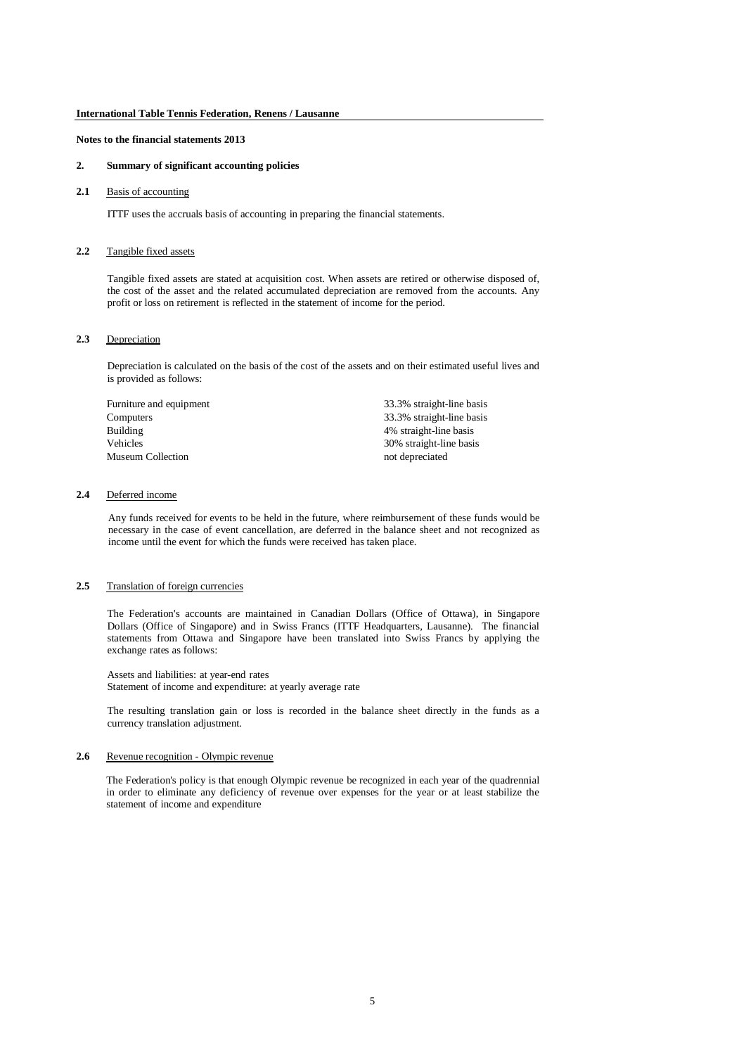**International Table Tennis Federation, Renens / Lausanne**

**Notes to the financial statements 2013**

## 2. Summary of significant accounting policies

### 2.1 Basis of accounting

ITTF uses the accruals basis of accounting in preparing the financial statements.

### 2.2 Tangible fixed assets

Tangible fixed assets are stated at acquisition cost. When assets are retired or otherwise disposed of, the cost of the asset and the related accumulated depreciation are removed from the accounts. Any profit or loss on retirement is reflected in the statement of income for the period.

### 2.3 Depreciation

Depreciation is calculated on the basis of the cost of the assets and on their estimated useful lives and is provided as follows:

| | |
|---|---|
| Furniture and equipment | 33.3% straight-line basis |
| Computers | 33.3% straight-line basis |
| Building | 4% straight-line basis |
| Vehicles | 30% straight-line basis |
| Museum Collection | not depreciated |

### 2.4 Deferred income

Any funds received for events to be held in the future, where reimbursement of these funds would be necessary in the case of event cancellation, are deferred in the balance sheet and not recognized as income until the event for which the funds were received has taken place.

### 2.5 Translation of foreign currencies

The Federation's accounts are maintained in Canadian Dollars (Office of Ottawa), in Singapore Dollars (Office of Singapore) and in Swiss Francs (ITTF Headquarters, Lausanne). The financial statements from Ottawa and Singapore have been translated into Swiss Francs by applying the exchange rates as follows:

Assets and liabilities: at year-end rates
Statement of income and expenditure: at yearly average rate

The resulting translation gain or loss is recorded in the balance sheet directly in the funds as a currency translation adjustment.

### 2.6 Revenue recognition - Olympic revenue

The Federation's policy is that enough Olympic revenue be recognized in each year of the quadrennial in order to eliminate any deficiency of revenue over expenses for the year or at least stabilize the statement of income and expenditure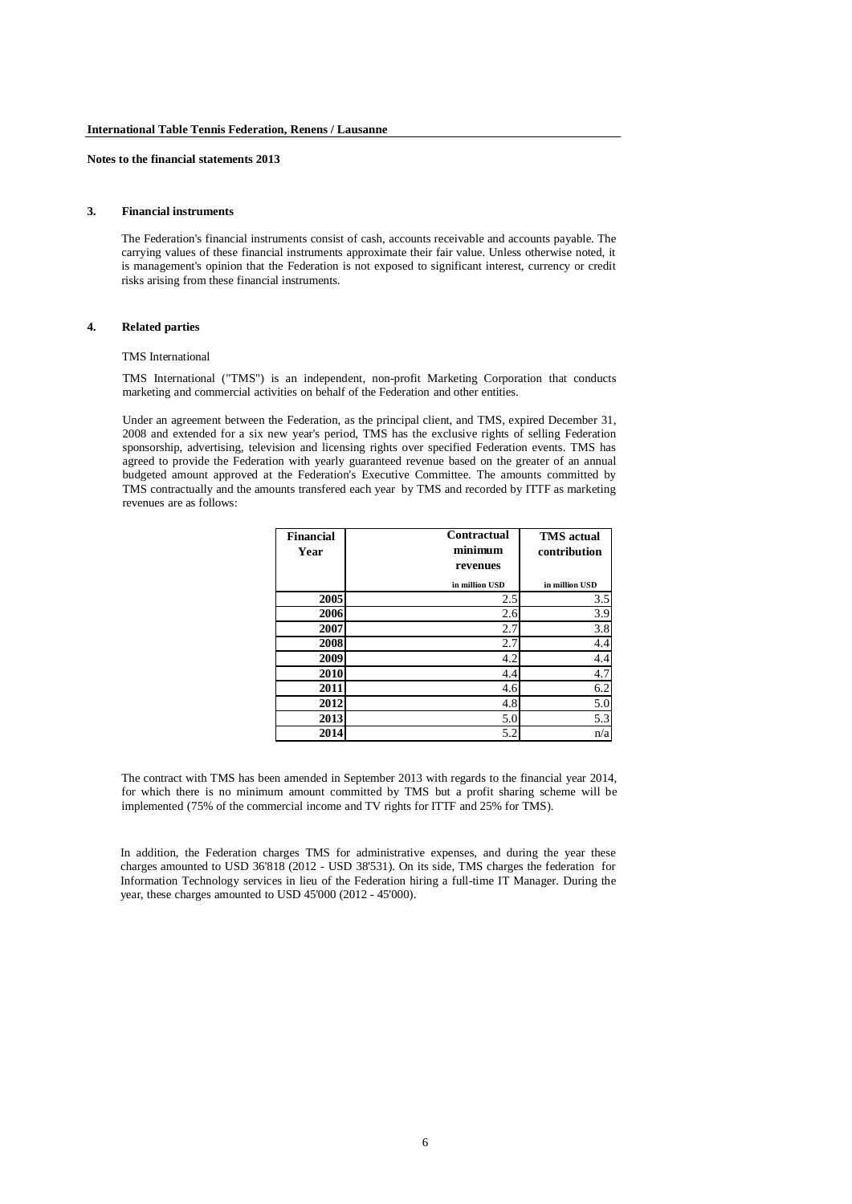International Table Tennis Federation, Renens / Lausanne

Notes to the financial statements 2013

### 3. Financial instruments

The Federation's financial instruments consist of cash, accounts receivable and accounts payable. The carrying values of these financial instruments approximate their fair value. Unless otherwise noted, it is management's opinion that the Federation is not exposed to significant interest, currency or credit risks arising from these financial instruments.

### 4. Related parties

TMS International

TMS International ("TMS") is an independent, non-profit Marketing Corporation that conducts marketing and commercial activities on behalf of the Federation and other entities.

Under an agreement between the Federation, as the principal client, and TMS, expired December 31, 2008 and extended for a six new year's period, TMS has the exclusive rights of selling Federation sponsorship, advertising, television and licensing rights over specified Federation events. TMS has agreed to provide the Federation with yearly guaranteed revenue based on the greater of an annual budgeted amount approved at the Federation's Executive Committee. The amounts committed by TMS contractually and the amounts transfered each year by TMS and recorded by ITTF as marketing revenues are as follows:

| Financial Year | Contractual minimum revenues | TMS actual contribution |
|---|---|---|
| | in million USD | in million USD |
| 2005 | 2.5 | 3.5 |
| 2006 | 2.6 | 3.9 |
| 2007 | 2.7 | 3.8 |
| 2008 | 2.7 | 4.4 |
| 2009 | 4.2 | 4.4 |
| 2010 | 4.4 | 4.7 |
| 2011 | 4.6 | 6.2 |
| 2012 | 4.8 | 5.0 |
| 2013 | 5.0 | 5.3 |
| 2014 | 5.2 | n/a |

The contract with TMS has been amended in September 2013 with regards to the financial year 2014, for which there is no minimum amount committed by TMS but a profit sharing scheme will be implemented (75% of the commercial income and TV rights for ITTF and 25% for TMS).

In addition, the Federation charges TMS for administrative expenses, and during the year these charges amounted to USD 36'818 (2012 - USD 38'531). On its side, TMS charges the federation for Information Technology services in lieu of the Federation hiring a full-time IT Manager. During the year, these charges amounted to USD 45'000 (2012 - 45'000).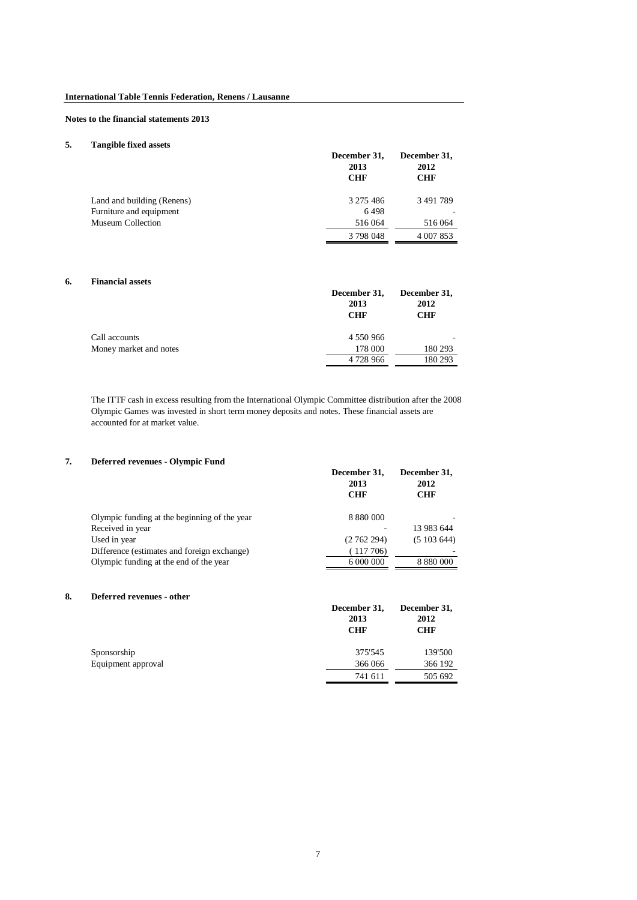**International Table Tennis Federation, Renens / Lausanne**

**Notes to the financial statements 2013**

## 5. Tangible fixed assets

| | December 31, 2013 CHF | December 31, 2012 CHF |
|---|---|---|
| Land and building (Renens) | 3 275 486 | 3 491 789 |
| Furniture and equipment | 6 498 | - |
| Museum Collection | 516 064 | 516 064 |
| | 3 798 048 | 4 007 853 |

## 6. Financial assets

| | December 31, 2013 CHF | December 31, 2012 CHF |
|---|---|---|
| Call accounts | 4 550 966 | - |
| Money market and notes | 178 000 | 180 293 |
| | 4 728 966 | 180 293 |

The ITTF cash in excess resulting from the International Olympic Committee distribution after the 2008 Olympic Games was invested in short term money deposits and notes. These financial assets are accounted for at market value.

## 7. Deferred revenues - Olympic Fund

| | December 31, 2013 CHF | December 31, 2012 CHF |
|---|---|---|
| Olympic funding at the beginning of the year | 8 880 000 | - |
| Received in year | - | 13 983 644 |
| Used in year | (2 762 294) | (5 103 644) |
| Difference (estimates and foreign exchange) | ( 117 706) | - |
| Olympic funding at the end of the year | 6 000 000 | 8 880 000 |

## 8. Deferred revenues - other

| | December 31, 2013 CHF | December 31, 2012 CHF |
|---|---|---|
| Sponsorship | 375'545 | 139'500 |
| Equipment approval | 366 066 | 366 192 |
| | 741 611 | 505 692 |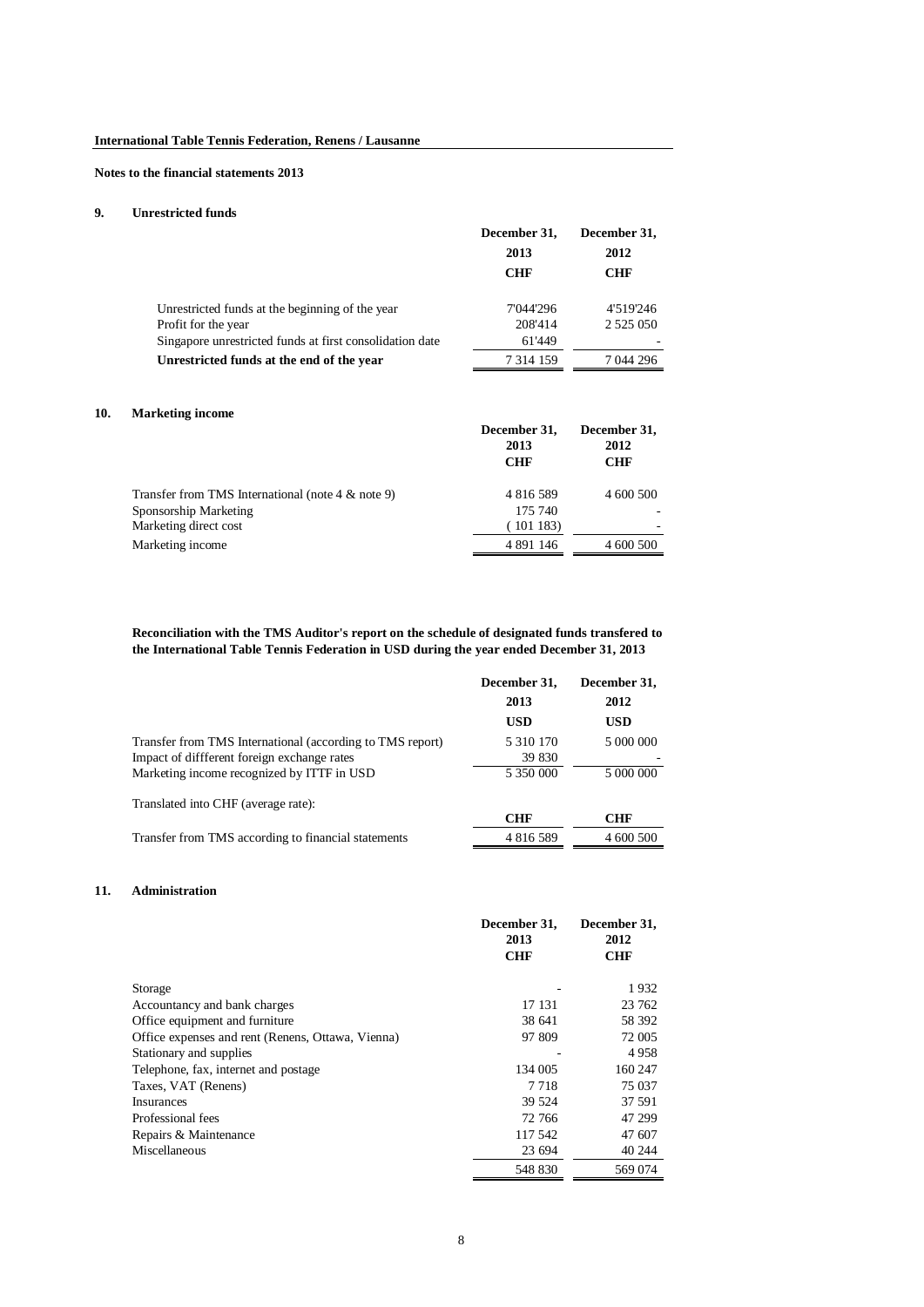**International Table Tennis Federation, Renens / Lausanne**

**Notes to the financial statements 2013**

## 9. Unrestricted funds

| | December 31, 2013 CHF | December 31, 2012 CHF |
|---|---|---|
| Unrestricted funds at the beginning of the year | 7'044'296 | 4'519'246 |
| Profit for the year | 208'414 | 2 525 050 |
| Singapore unrestricted funds at first consolidation date | 61'449 | - |
| **Unrestricted funds at the end of the year** | 7 314 159 | 7 044 296 |

## 10. Marketing income

| | December 31, 2013 CHF | December 31, 2012 CHF |
|---|---|---|
| Transfer from TMS International (note 4 & note 9) | 4 816 589 | 4 600 500 |
| Sponsorship Marketing | 175 740 | - |
| Marketing direct cost | ( 101 183) | - |
| Marketing income | 4 891 146 | 4 600 500 |

**Reconciliation with the TMS Auditor's report on the schedule of designated funds transfered to the International Table Tennis Federation in USD during the year ended December 31, 2013**

| | December 31, 2013 | December 31, 2012 |
|---|---|---|
| | **USD** | **USD** |
| Transfer from TMS International (according to TMS report) | 5 310 170 | 5 000 000 |
| Impact of diffferent foreign exchange rates | 39 830 | - |
| Marketing income recognized by ITTF in USD | 5 350 000 | 5 000 000 |
| Translated into CHF (average rate): | | |
| | **CHF** | **CHF** |
| Transfer from TMS according to financial statements | 4 816 589 | 4 600 500 |

## 11. Administration

| | December 31, 2013 CHF | December 31, 2012 CHF |
|---|---|---|
| Storage | - | 1 932 |
| Accountancy and bank charges | 17 131 | 23 762 |
| Office equipment and furniture | 38 641 | 58 392 |
| Office expenses and rent (Renens, Ottawa, Vienna) | 97 809 | 72 005 |
| Stationary and supplies | - | 4 958 |
| Telephone, fax, internet and postage | 134 005 | 160 247 |
| Taxes, VAT (Renens) | 7 718 | 75 037 |
| Insurances | 39 524 | 37 591 |
| Professional fees | 72 766 | 47 299 |
| Repairs & Maintenance | 117 542 | 47 607 |
| Miscellaneous | 23 694 | 40 244 |
| | 548 830 | 569 074 |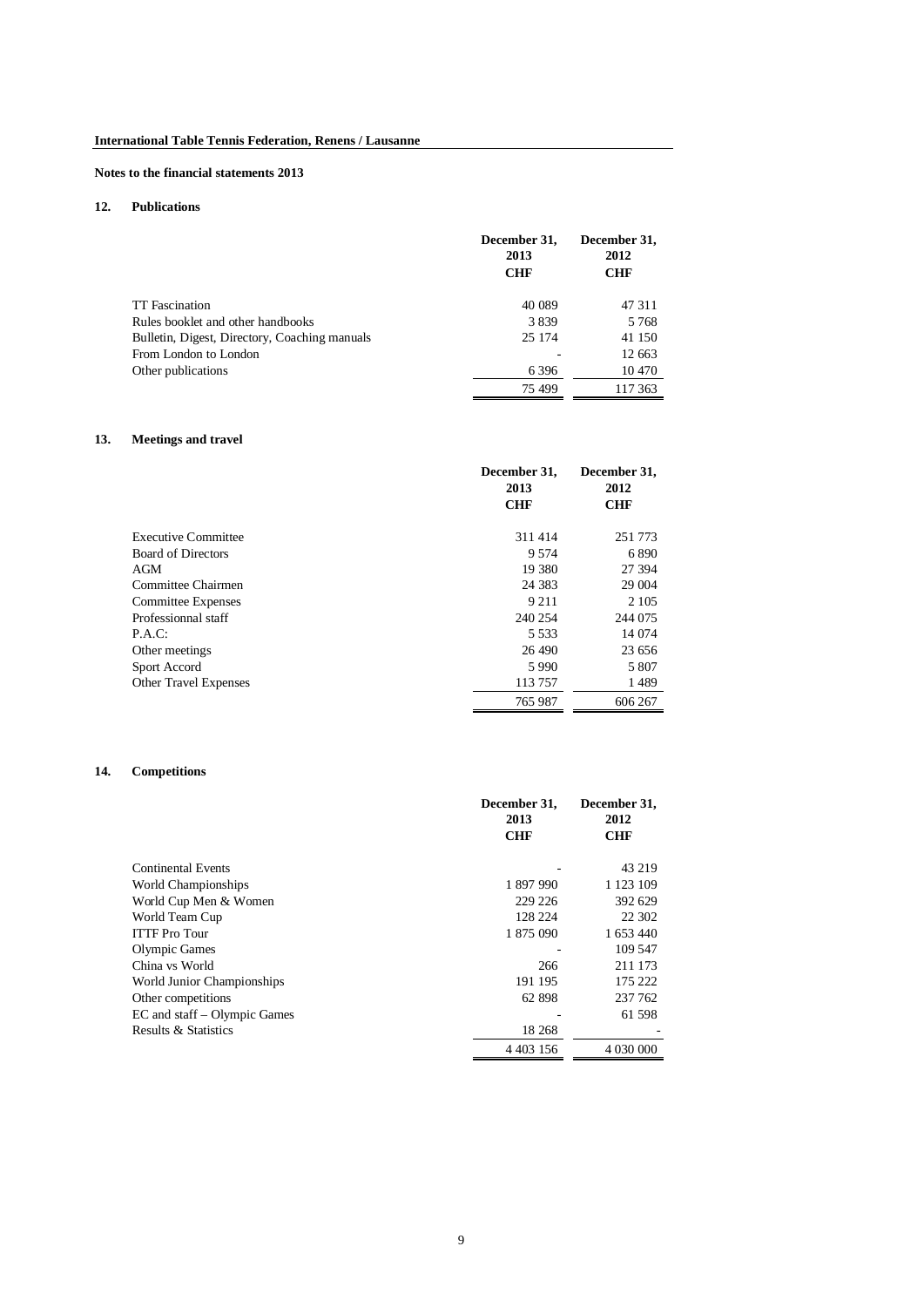**International Table Tennis Federation, Renens / Lausanne**

**Notes to the financial statements 2013**

## 12. Publications

| | December 31, 2013 CHF | December 31, 2012 CHF |
|---|---|---|
| TT Fascination | 40 089 | 47 311 |
| Rules booklet and other handbooks | 3 839 | 5 768 |
| Bulletin, Digest, Directory, Coaching manuals | 25 174 | 41 150 |
| From London to London | - | 12 663 |
| Other publications | 6 396 | 10 470 |
| | 75 499 | 117 363 |

## 13. Meetings and travel

| | December 31, 2013 CHF | December 31, 2012 CHF |
|---|---|---|
| Executive Committee | 311 414 | 251 773 |
| Board of Directors | 9 574 | 6 890 |
| AGM | 19 380 | 27 394 |
| Committee Chairmen | 24 383 | 29 004 |
| Committee Expenses | 9 211 | 2 105 |
| Professionnal staff | 240 254 | 244 075 |
| P.A.C: | 5 533 | 14 074 |
| Other meetings | 26 490 | 23 656 |
| Sport Accord | 5 990 | 5 807 |
| Other Travel Expenses | 113 757 | 1 489 |
| | 765 987 | 606 267 |

## 14. Competitions

| | December 31, 2013 CHF | December 31, 2012 CHF |
|---|---|---|
| Continental Events | - | 43 219 |
| World Championships | 1 897 990 | 1 123 109 |
| World Cup Men & Women | 229 226 | 392 629 |
| World Team Cup | 128 224 | 22 302 |
| ITTF Pro Tour | 1 875 090 | 1 653 440 |
| Olympic Games | - | 109 547 |
| China vs World | 266 | 211 173 |
| World Junior Championships | 191 195 | 175 222 |
| Other competitions | 62 898 | 237 762 |
| EC and staff – Olympic Games | - | 61 598 |
| Results & Statistics | 18 268 | - |
| | 4 403 156 | 4 030 000 |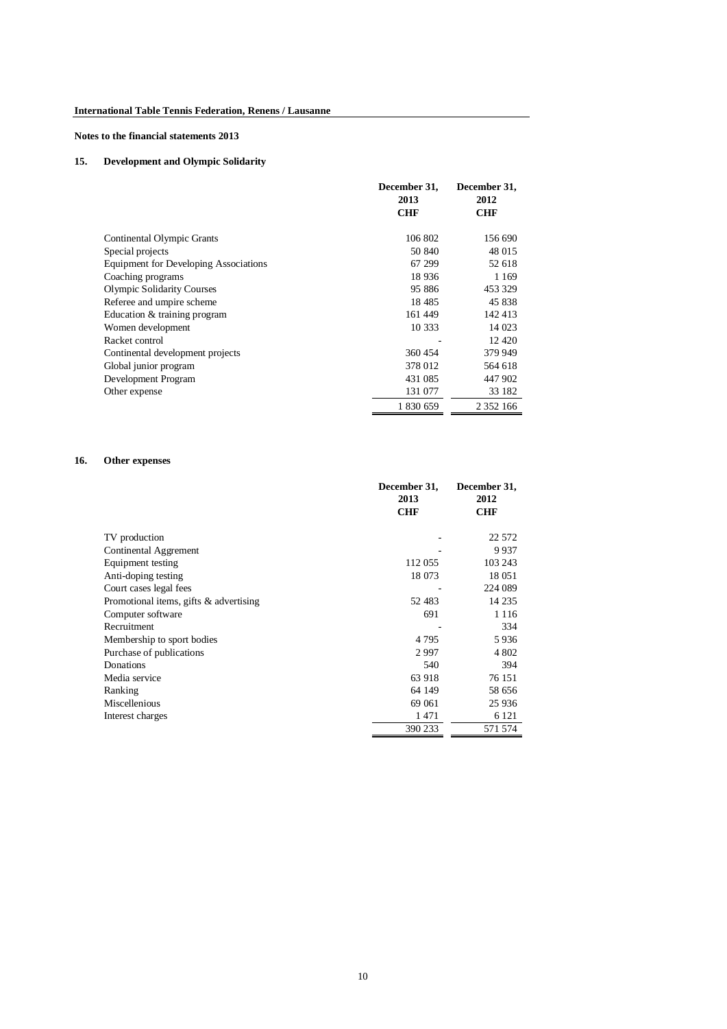**International Table Tennis Federation, Renens / Lausanne**

**Notes to the financial statements 2013**

## 15. Development and Olympic Solidarity

| | December 31, 2013 CHF | December 31, 2012 CHF |
|---|---|---|
| Continental Olympic Grants | 106 802 | 156 690 |
| Special projects | 50 840 | 48 015 |
| Equipment for Developing Associations | 67 299 | 52 618 |
| Coaching programs | 18 936 | 1 169 |
| Olympic Solidarity Courses | 95 886 | 453 329 |
| Referee and umpire scheme | 18 485 | 45 838 |
| Education & training program | 161 449 | 142 413 |
| Women development | 10 333 | 14 023 |
| Racket control | - | 12 420 |
| Continental development projects | 360 454 | 379 949 |
| Global junior program | 378 012 | 564 618 |
| Development Program | 431 085 | 447 902 |
| Other expense | 131 077 | 33 182 |
| | 1 830 659 | 2 352 166 |

## 16. Other expenses

| | December 31, 2013 CHF | December 31, 2012 CHF |
|---|---|---|
| TV production | - | 22 572 |
| Continental Aggrement | - | 9 937 |
| Equipment testing | 112 055 | 103 243 |
| Anti-doping testing | 18 073 | 18 051 |
| Court cases legal fees | - | 224 089 |
| Promotional items, gifts & advertising | 52 483 | 14 235 |
| Computer software | 691 | 1 116 |
| Recruitment | - | 334 |
| Membership to sport bodies | 4 795 | 5 936 |
| Purchase of publications | 2 997 | 4 802 |
| Donations | 540 | 394 |
| Media service | 63 918 | 76 151 |
| Ranking | 64 149 | 58 656 |
| Miscellenious | 69 061 | 25 936 |
| Interest charges | 1 471 | 6 121 |
| | 390 233 | 571 574 |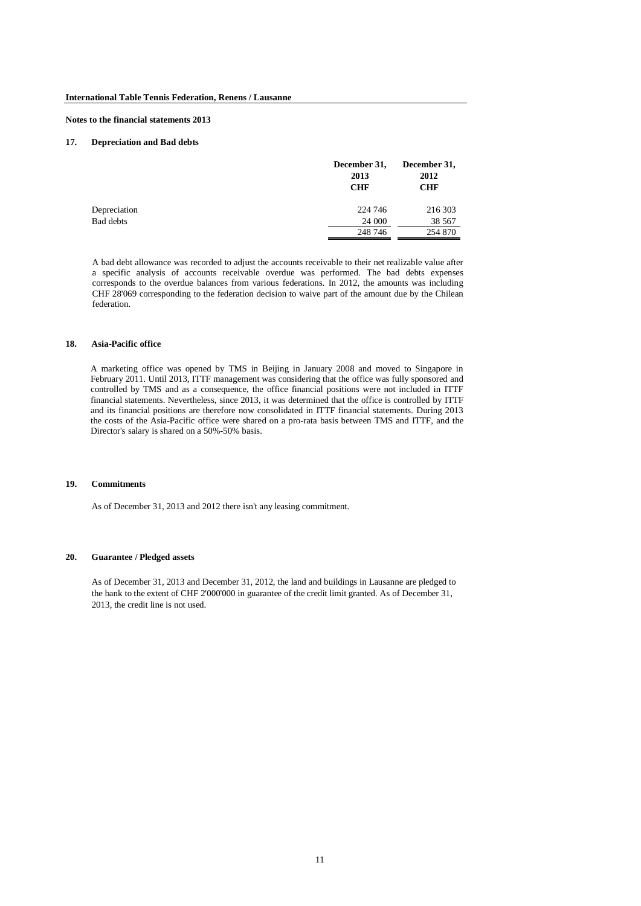**Notes to the financial statements 2013**

## 17. Depreciation and Bad debts

| | December 31, 2013 CHF | December 31, 2012 CHF |
|---|---|---|
| Depreciation | 224 746 | 216 303 |
| Bad debts | 24 000 | 38 567 |
| | 248 746 | 254 870 |

A bad debt allowance was recorded to adjust the accounts receivable to their net realizable value after a specific analysis of accounts receivable overdue was performed. The bad debts expenses corresponds to the overdue balances from various federations. In 2012, the amounts was including CHF 28'069 corresponding to the federation decision to waive part of the amount due by the Chilean federation.

## 18. Asia-Pacific office

A marketing office was opened by TMS in Beijing in January 2008 and moved to Singapore in February 2011. Until 2013, ITTF management was considering that the office was fully sponsored and controlled by TMS and as a consequence, the office financial positions were not included in ITTF financial statements. Nevertheless, since 2013, it was determined that the office is controlled by ITTF and its financial positions are therefore now consolidated in ITTF financial statements. During 2013 the costs of the Asia-Pacific office were shared on a pro-rata basis between TMS and ITTF, and the Director's salary is shared on a 50%-50% basis.

## 19. Commitments

As of December 31, 2013 and 2012 there isn't any leasing commitment.

## 20. Guarantee / Pledged assets

As of December 31, 2013 and December 31, 2012, the land and buildings in Lausanne are pledged to the bank to the extent of CHF 2'000'000 in guarantee of the credit limit granted. As of December 31, 2013, the credit line is not used.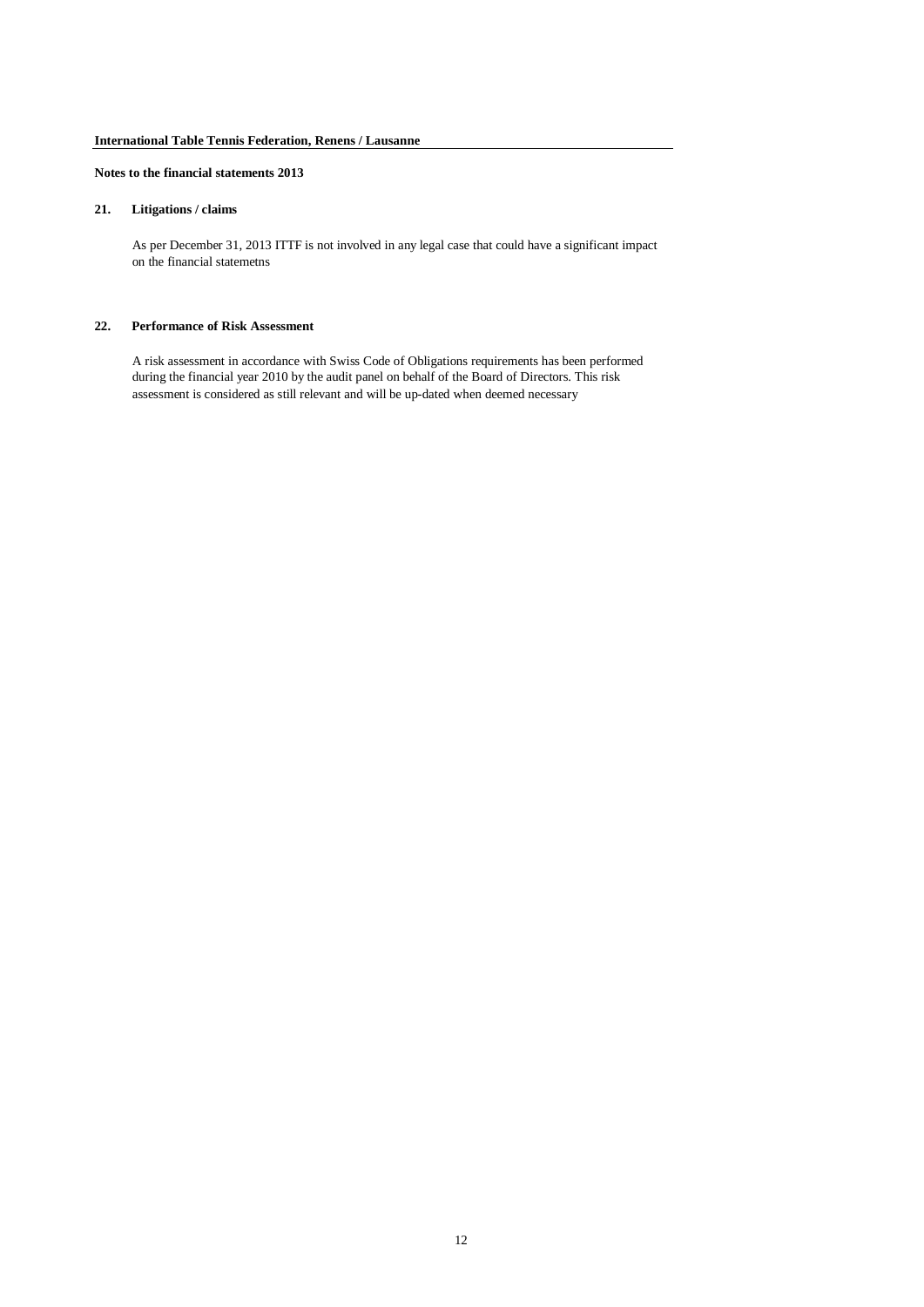**International Table Tennis Federation, Renens / Lausanne**

**Notes to the financial statements 2013**

## 21. Litigations / claims

As per December 31, 2013 ITTF is not involved in any legal case that could have a significant impact on the financial statemetns

## 22. Performance of Risk Assessment

A risk assessment in accordance with Swiss Code of Obligations requirements has been performed during the financial year 2010 by the audit panel on behalf of the Board of Directors. This risk assessment is considered as still relevant and will be up-dated when deemed necessary